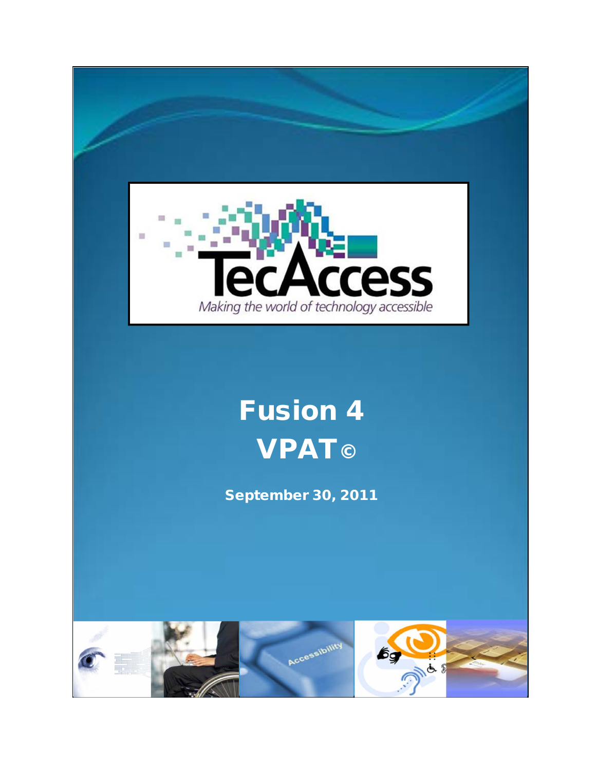TecAccess

*Making the world of technology accessible*

# Fusion 4

# VPAT©

**September 30, 2011**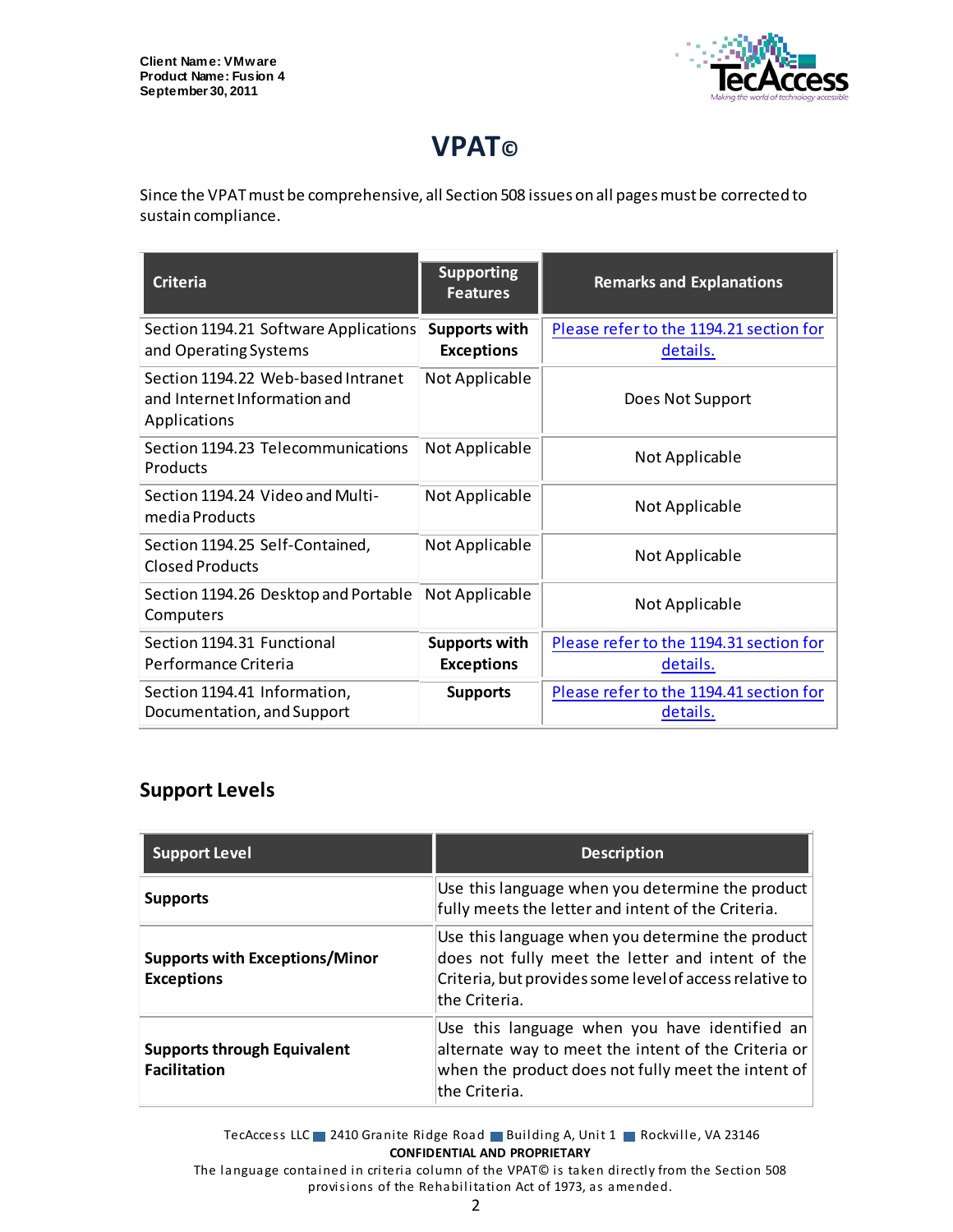Client Name: VMware
Product Name: Fusion 4
September 30, 2011

# VPAT©

Since the VPAT must be comprehensive, all Section 508 issues on all pages must be corrected to sustain compliance.

| Criteria | Supporting Features | Remarks and Explanations |
|---|---|---|
| Section 1194.21 Software Applications and Operating Systems | **Supports with Exceptions** | Please refer to the 1194.21 section for details. |
| Section 1194.22 Web-based Intranet and Internet Information and Applications | Not Applicable | Does Not Support |
| Section 1194.23 Telecommunications Products | Not Applicable | Not Applicable |
| Section 1194.24 Video and Multi-media Products | Not Applicable | Not Applicable |
| Section 1194.25 Self-Contained, Closed Products | Not Applicable | Not Applicable |
| Section 1194.26 Desktop and Portable Computers | Not Applicable | Not Applicable |
| Section 1194.31 Functional Performance Criteria | **Supports with Exceptions** | Please refer to the 1194.31 section for details. |
| Section 1194.41 Information, Documentation, and Support | **Supports** | Please refer to the 1194.41 section for details. |

## Support Levels

| Support Level | Description |
|---|---|
| **Supports** | Use this language when you determine the product fully meets the letter and intent of the Criteria. |
| **Supports with Exceptions/Minor Exceptions** | Use this language when you determine the product does not fully meet the letter and intent of the Criteria, but provides some level of access relative to the Criteria. |
| **Supports through Equivalent Facilitation** | Use this language when you have identified an alternate way to meet the intent of the Criteria or when the product does not fully meet the intent of the Criteria. |

TecAccess LLC 2410 Granite Ridge Road Building A, Unit 1 Rockville, VA 23146
**CONFIDENTIAL AND PROPRIETARY**
The language contained in criteria column of the VPAT© is taken directly from the Section 508 provisions of the Rehabilitation Act of 1973, as amended.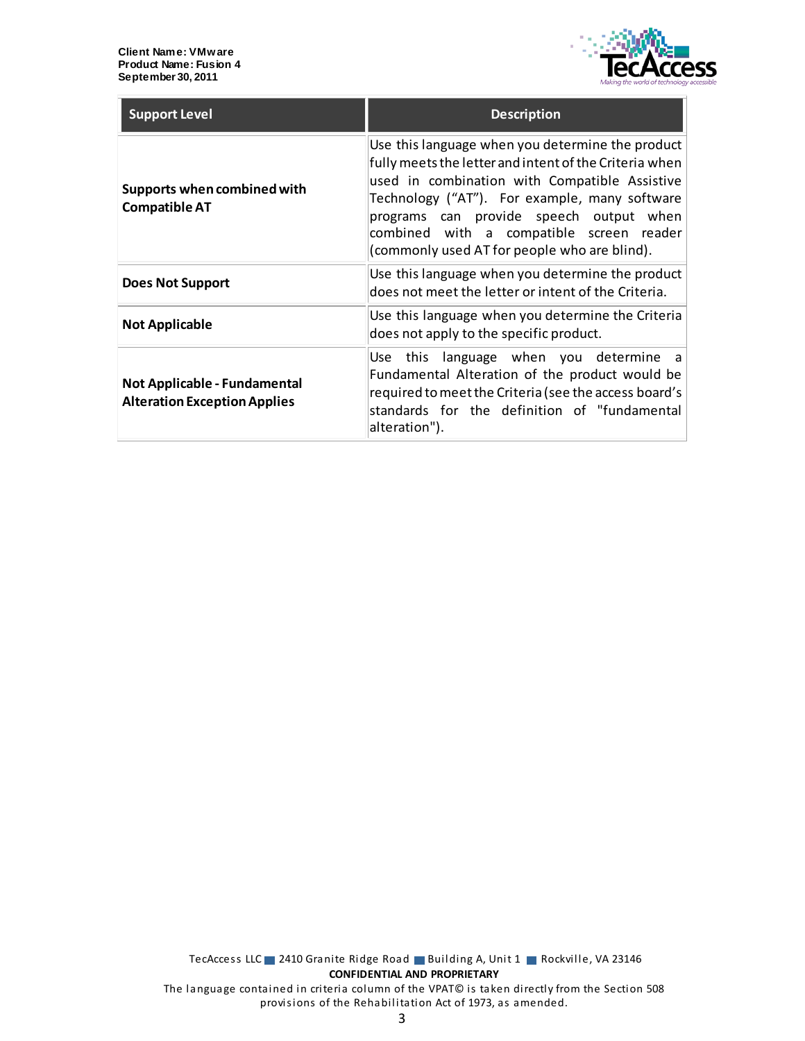| Support Level | Description |
| --- | --- |
| **Supports when combined with Compatible AT** | Use this language when you determine the product fully meets the letter and intent of the Criteria when used in combination with Compatible Assistive Technology ("AT"). For example, many software programs can provide speech output when combined with a compatible screen reader (commonly used AT for people who are blind). |
| **Does Not Support** | Use this language when you determine the product does not meet the letter or intent of the Criteria. |
| **Not Applicable** | Use this language when you determine the Criteria does not apply to the specific product. |
| **Not Applicable - Fundamental Alteration Exception Applies** | Use this language when you determine a Fundamental Alteration of the product would be required to meet the Criteria (see the access board's standards for the definition of "fundamental alteration"). |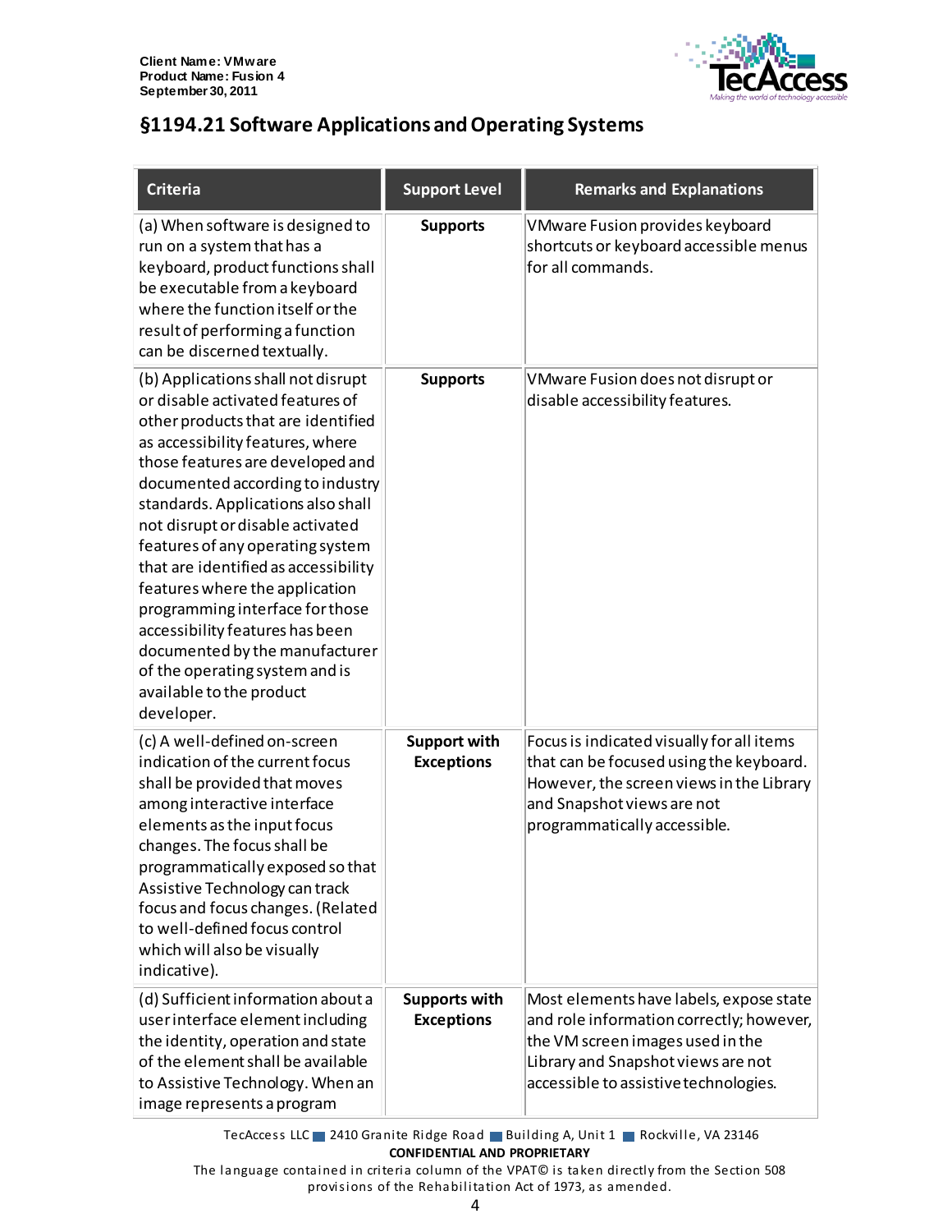## §1194.21 Software Applications and Operating Systems

| Criteria | Support Level | Remarks and Explanations |
|---|---|---|
| (a) When software is designed to run on a system that has a keyboard, product functions shall be executable from a keyboard where the function itself or the result of performing a function can be discerned textually. | **Supports** | VMware Fusion provides keyboard shortcuts or keyboard accessible menus for all commands. |
| (b) Applications shall not disrupt or disable activated features of other products that are identified as accessibility features, where those features are developed and documented according to industry standards. Applications also shall not disrupt or disable activated features of any operating system that are identified as accessibility features where the application programming interface for those accessibility features has been documented by the manufacturer of the operating system and is available to the product developer. | **Supports** | VMware Fusion does not disrupt or disable accessibility features. |
| (c) A well-defined on-screen indication of the current focus shall be provided that moves among interactive interface elements as the input focus changes. The focus shall be programmatically exposed so that Assistive Technology can track focus and focus changes. (Related to well-defined focus control which will also be visually indicative). | **Support with Exceptions** | Focus is indicated visually for all items that can be focused using the keyboard. However, the screen views in the Library and Snapshot views are not programmatically accessible. |
| (d) Sufficient information about a user interface element including the identity, operation and state of the element shall be available to Assistive Technology. When an image represents a program | **Supports with Exceptions** | Most elements have labels, expose state and role information correctly; however, the VM screen images used in the Library and Snapshot views are not accessible to assistive technologies. |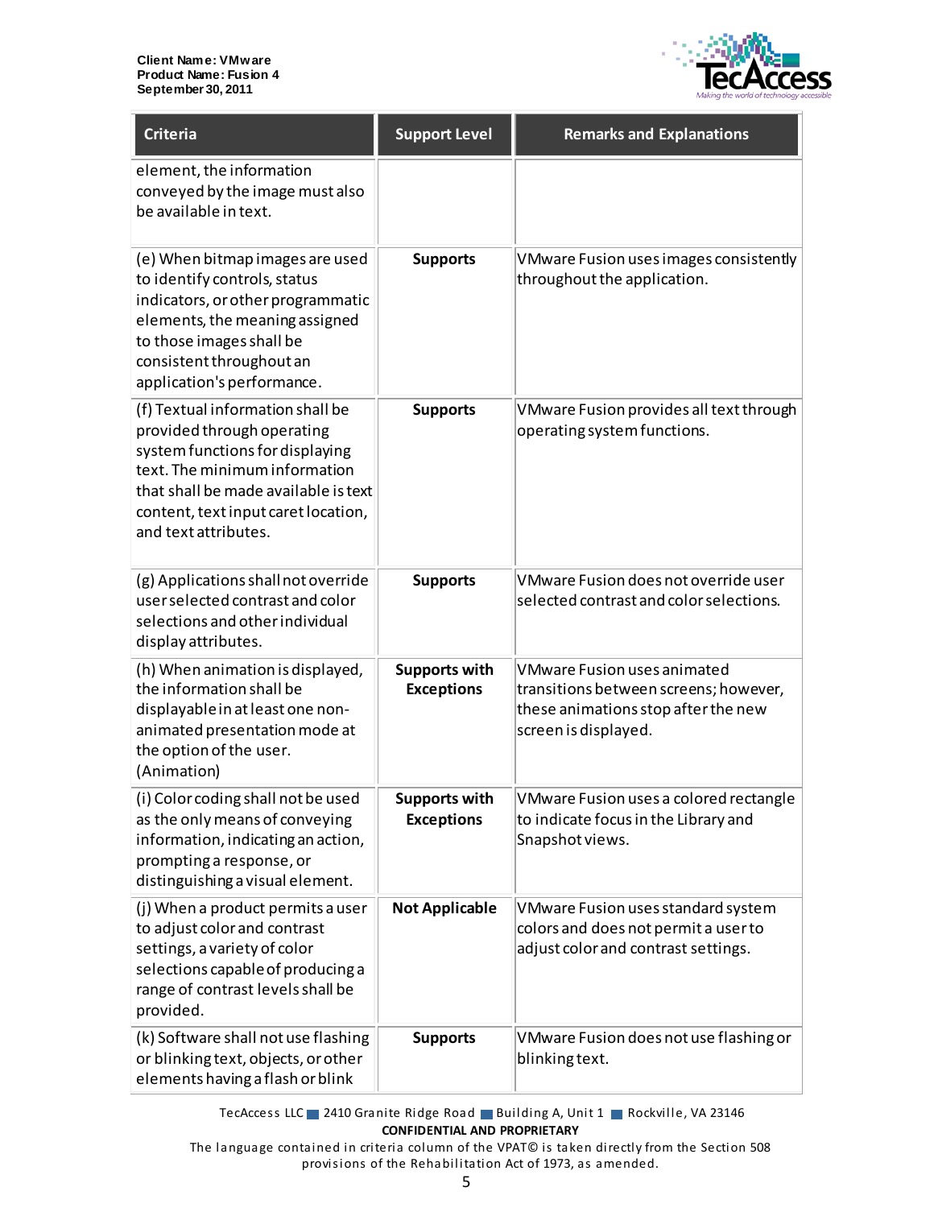| Criteria | Support Level | Remarks and Explanations |
|---|---|---|
| element, the information conveyed by the image must also be available in text. | | |
| (e) When bitmap images are used to identify controls, status indicators, or other programmatic elements, the meaning assigned to those images shall be consistent throughout an application's performance. | **Supports** | VMware Fusion uses images consistently throughout the application. |
| (f) Textual information shall be provided through operating system functions for displaying text. The minimum information that shall be made available is text content, text input caret location, and text attributes. | **Supports** | VMware Fusion provides all text through operating system functions. |
| (g) Applications shall not override user selected contrast and color selections and other individual display attributes. | **Supports** | VMware Fusion does not override user selected contrast and color selections. |
| (h) When animation is displayed, the information shall be displayable in at least one non-animated presentation mode at the option of the user. (Animation) | **Supports with Exceptions** | VMware Fusion uses animated transitions between screens; however, these animations stop after the new screen is displayed. |
| (i) Color coding shall not be used as the only means of conveying information, indicating an action, prompting a response, or distinguishing a visual element. | **Supports with Exceptions** | VMware Fusion uses a colored rectangle to indicate focus in the Library and Snapshot views. |
| (j) When a product permits a user to adjust color and contrast settings, a variety of color selections capable of producing a range of contrast levels shall be provided. | **Not Applicable** | VMware Fusion uses standard system colors and does not permit a user to adjust color and contrast settings. |
| (k) Software shall not use flashing or blinking text, objects, or other elements having a flash or blink | **Supports** | VMware Fusion does not use flashing or blinking text. |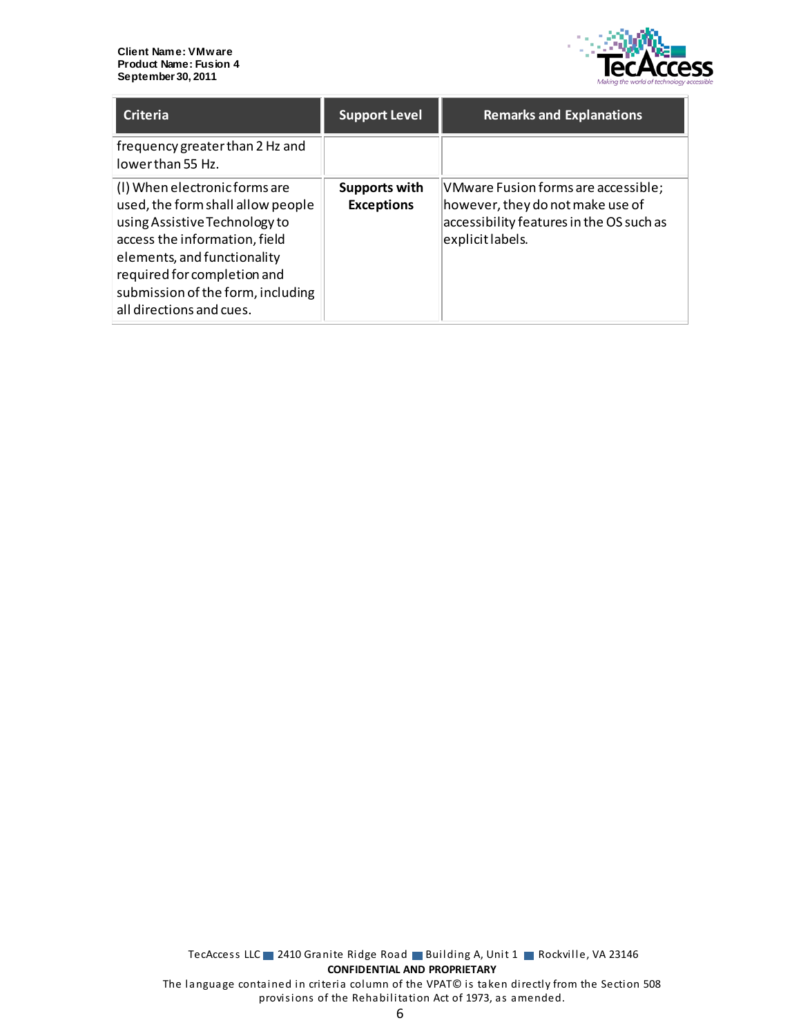| Criteria | Support Level | Remarks and Explanations |
|---|---|---|
| frequency greater than 2 Hz and lower than 55 Hz. | | |
| (l) When electronic forms are used, the form shall allow people using Assistive Technology to access the information, field elements, and functionality required for completion and submission of the form, including all directions and cues. | **Supports with Exceptions** | VMware Fusion forms are accessible; however, they do not make use of accessibility features in the OS such as explicit labels. |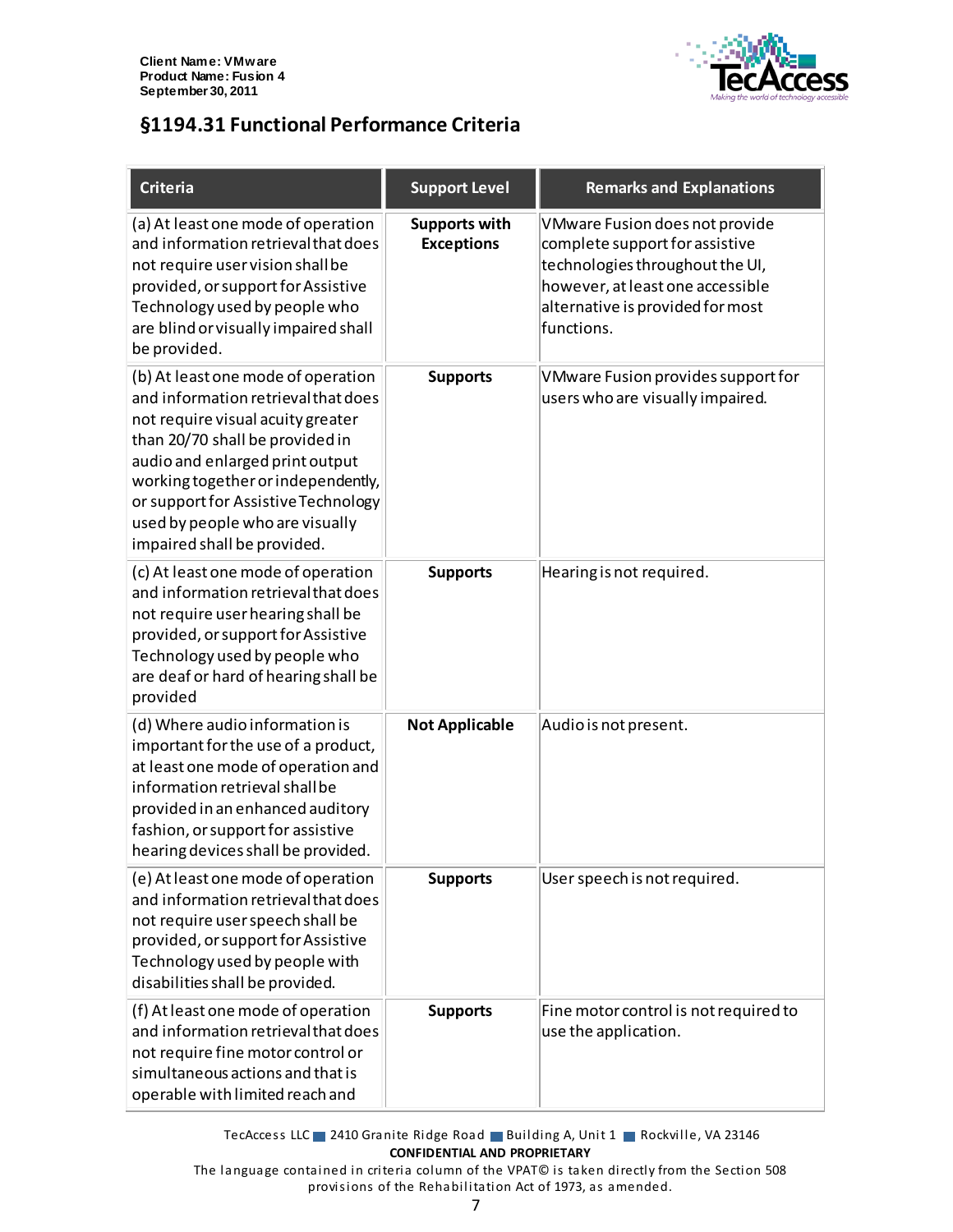## §1194.31 Functional Performance Criteria

| Criteria | Support Level | Remarks and Explanations |
| --- | --- | --- |
| (a) At least one mode of operation and information retrieval that does not require user vision shall be provided, or support for Assistive Technology used by people who are blind or visually impaired shall be provided. | **Supports with Exceptions** | VMware Fusion does not provide complete support for assistive technologies throughout the UI, however, at least one accessible alternative is provided for most functions. |
| (b) At least one mode of operation and information retrieval that does not require visual acuity greater than 20/70 shall be provided in audio and enlarged print output working together or independently, or support for Assistive Technology used by people who are visually impaired shall be provided. | **Supports** | VMware Fusion provides support for users who are visually impaired. |
| (c) At least one mode of operation and information retrieval that does not require user hearing shall be provided, or support for Assistive Technology used by people who are deaf or hard of hearing shall be provided | **Supports** | Hearing is not required. |
| (d) Where audio information is important for the use of a product, at least one mode of operation and information retrieval shall be provided in an enhanced auditory fashion, or support for assistive hearing devices shall be provided. | **Not Applicable** | Audio is not present. |
| (e) At least one mode of operation and information retrieval that does not require user speech shall be provided, or support for Assistive Technology used by people with disabilities shall be provided. | **Supports** | User speech is not required. |
| (f) At least one mode of operation and information retrieval that does not require fine motor control or simultaneous actions and that is operable with limited reach and | **Supports** | Fine motor control is not required to use the application. |

TecAccess LLC 2410 Granite Ridge Road Building A, Unit 1 Rockville, VA 23146

**CONFIDENTIAL AND PROPRIETARY**

The language contained in criteria column of the VPAT© is taken directly from the Section 508 provisions of the Rehabilitation Act of 1973, as amended.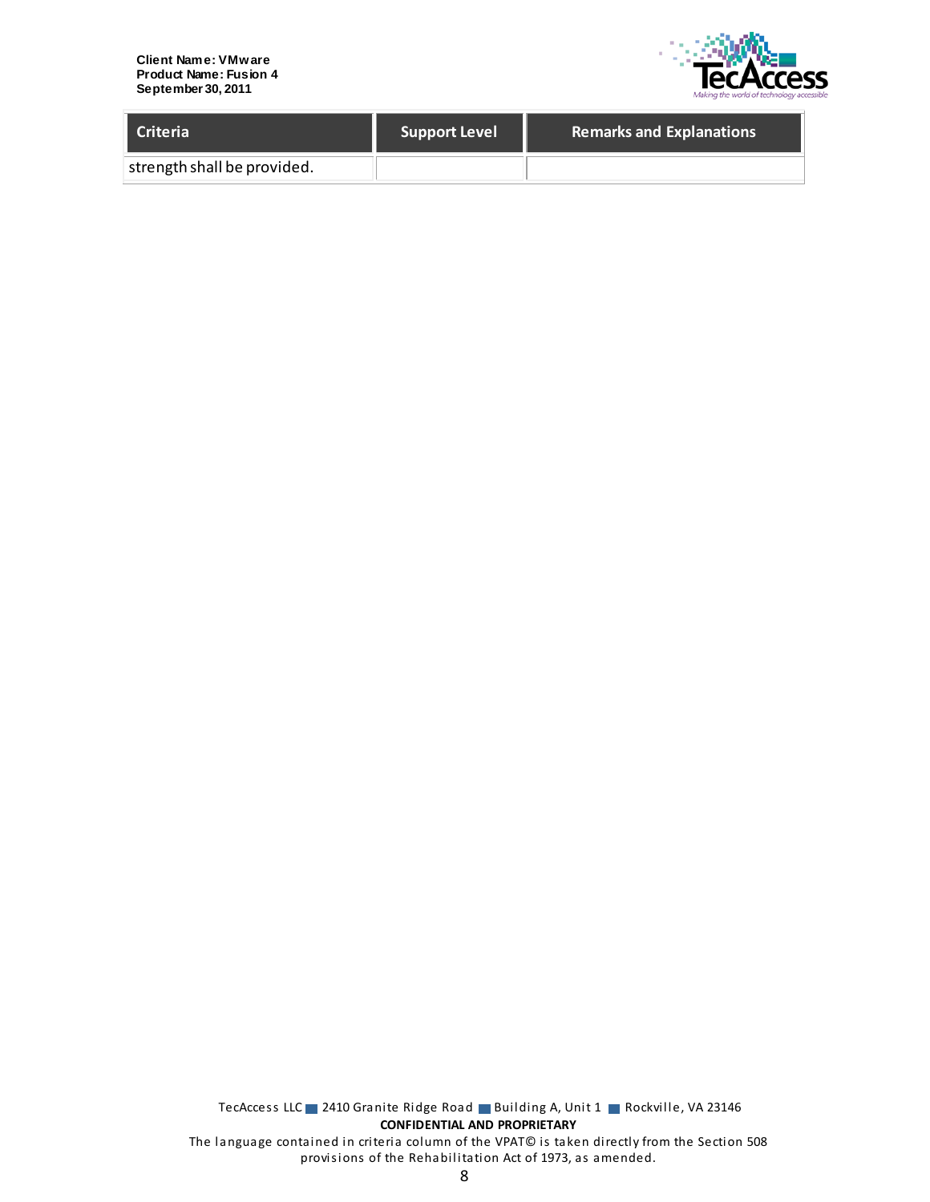| Criteria | Support Level | Remarks and Explanations |
| --- | --- | --- |
| strength shall be provided. | | |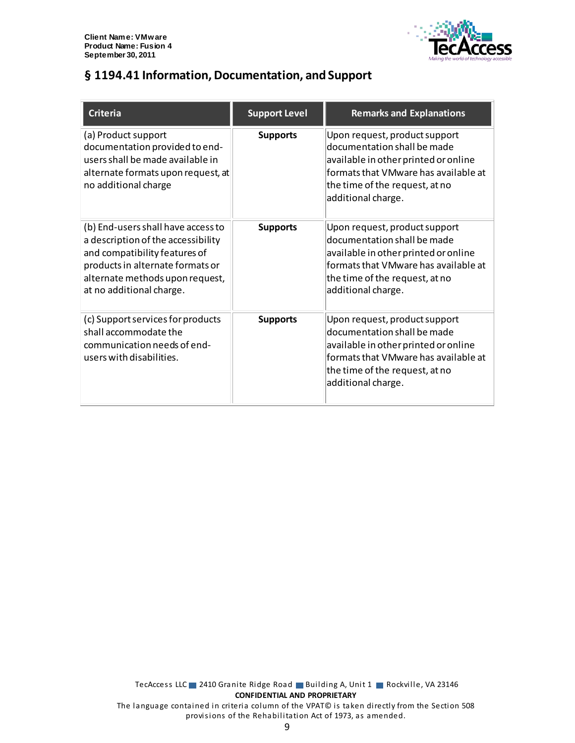## § 1194.41 Information, Documentation, and Support

| Criteria | Support Level | Remarks and Explanations |
|---|---|---|
| (a) Product support documentation provided to end-users shall be made available in alternate formats upon request, at no additional charge | **Supports** | Upon request, product support documentation shall be made available in other printed or online formats that VMware has available at the time of the request, at no additional charge. |
| (b) End-users shall have access to a description of the accessibility and compatibility features of products in alternate formats or alternate methods upon request, at no additional charge. | **Supports** | Upon request, product support documentation shall be made available in other printed or online formats that VMware has available at the time of the request, at no additional charge. |
| (c) Support services for products shall accommodate the communication needs of end-users with disabilities. | **Supports** | Upon request, product support documentation shall be made available in other printed or online formats that VMware has available at the time of the request, at no additional charge. |